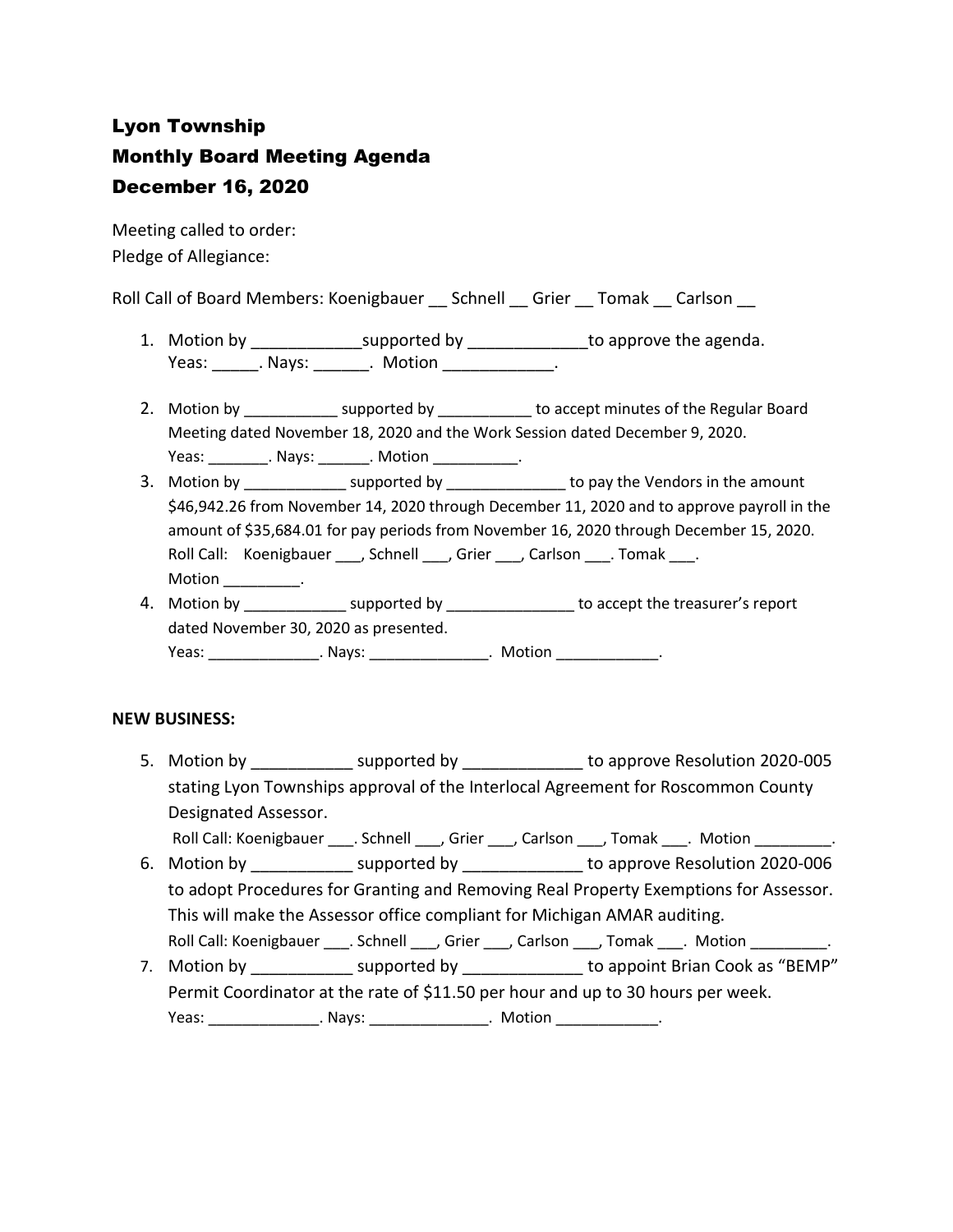# Lyon Township

# Monthly Board Meeting Agenda

# December 16, 2020

Meeting called to order:
Pledge of Allegiance:

Roll Call of Board Members: Koenigbauer __ Schnell __ Grier __ Tomak __ Carlson __

1. Motion by ____________supported by _____________to approve the agenda.
   Yeas: _____. Nays: ______. Motion ____________.
2. Motion by ___________ supported by ___________ to accept minutes of the Regular Board Meeting dated November 18, 2020 and the Work Session dated December 9, 2020.
   Yeas: _______. Nays: ______. Motion __________.
3. Motion by ____________ supported by ______________ to pay the Vendors in the amount $46,942.26 from November 14, 2020 through December 11, 2020 and to approve payroll in the amount of $35,684.01 for pay periods from November 16, 2020 through December 15, 2020.
   Roll Call: Koenigbauer ___, Schnell ___, Grier ___, Carlson ___. Tomak ___.
   Motion _________.
4. Motion by ____________ supported by _______________ to accept the treasurer's report dated November 30, 2020 as presented.
   Yeas: _____________. Nays: ______________. Motion ____________.

**NEW BUSINESS:**

5. Motion by ___________ supported by _____________ to approve Resolution 2020-005 stating Lyon Townships approval of the Interlocal Agreement for Roscommon County Designated Assessor.
   Roll Call: Koenigbauer ___. Schnell ___, Grier ___, Carlson ___, Tomak ___. Motion _________.
6. Motion by ___________ supported by _____________ to approve Resolution 2020-006 to adopt Procedures for Granting and Removing Real Property Exemptions for Assessor. This will make the Assessor office compliant for Michigan AMAR auditing.
   Roll Call: Koenigbauer ___. Schnell ___, Grier ___, Carlson ___, Tomak ___. Motion _________.
7. Motion by ___________ supported by _____________ to appoint Brian Cook as "BEMP" Permit Coordinator at the rate of $11.50 per hour and up to 30 hours per week.
   Yeas: _____________. Nays: ______________. Motion ____________.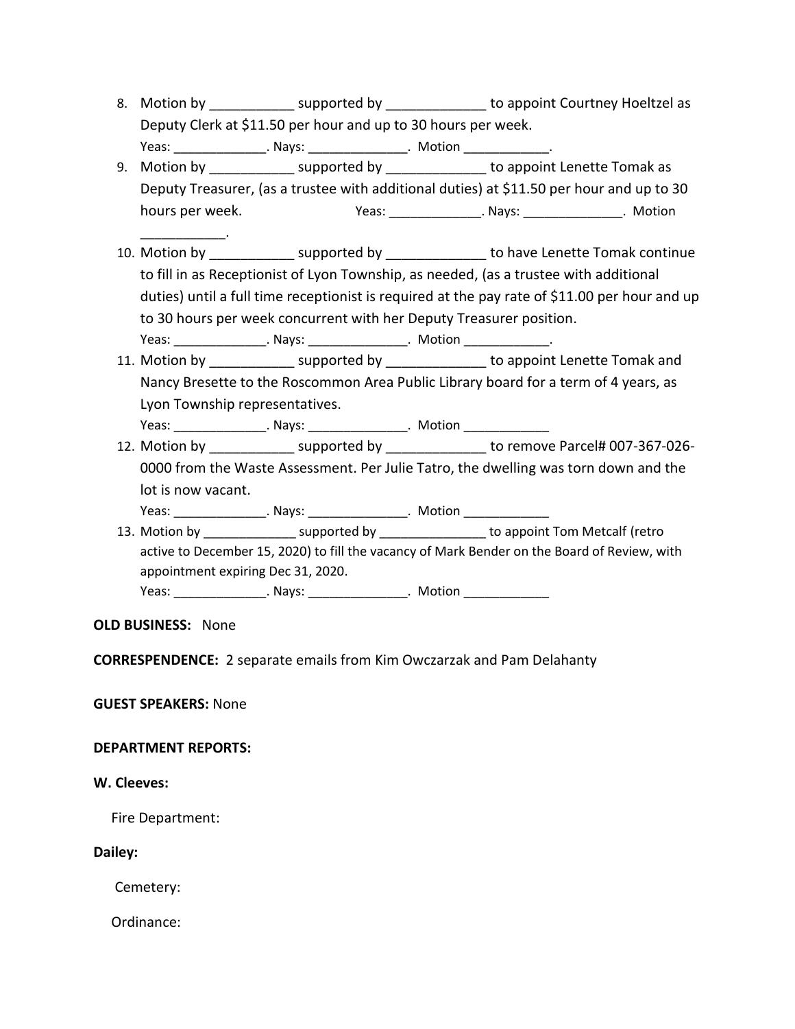8. Motion by ___________ supported by _____________ to appoint Courtney Hoeltzel as Deputy Clerk at $11.50 per hour and up to 30 hours per week.
   Yeas: _____________. Nays: ______________. Motion ____________.
9. Motion by ___________ supported by _____________ to appoint Lenette Tomak as Deputy Treasurer, (as a trustee with additional duties) at $11.50 per hour and up to 30 hours per week. Yeas: _____________. Nays: ______________. Motion ___________.
10. Motion by ___________ supported by _____________ to have Lenette Tomak continue to fill in as Receptionist of Lyon Township, as needed, (as a trustee with additional duties) until a full time receptionist is required at the pay rate of $11.00 per hour and up to 30 hours per week concurrent with her Deputy Treasurer position.
    Yeas: _____________. Nays: ______________. Motion ____________.
11. Motion by ___________ supported by _____________ to appoint Lenette Tomak and Nancy Bresette to the Roscommon Area Public Library board for a term of 4 years, as Lyon Township representatives.
    Yeas: _____________. Nays: ______________. Motion ____________
12. Motion by ___________ supported by _____________ to remove Parcel# 007-367-026-0000 from the Waste Assessment. Per Julie Tatro, the dwelling was torn down and the lot is now vacant.
    Yeas: _____________. Nays: ______________. Motion ____________
13. Motion by _____________ supported by _______________ to appoint Tom Metcalf (retro active to December 15, 2020) to fill the vacancy of Mark Bender on the Board of Review, with appointment expiring Dec 31, 2020.
    Yeas: _____________. Nays: ______________. Motion ____________

**OLD BUSINESS:** None

**CORRESPENDENCE:** 2 separate emails from Kim Owczarzak and Pam Delahanty

**GUEST SPEAKERS:** None

**DEPARTMENT REPORTS:**

**W. Cleeves:**

Fire Department:

**Dailey:**

Cemetery:

Ordinance: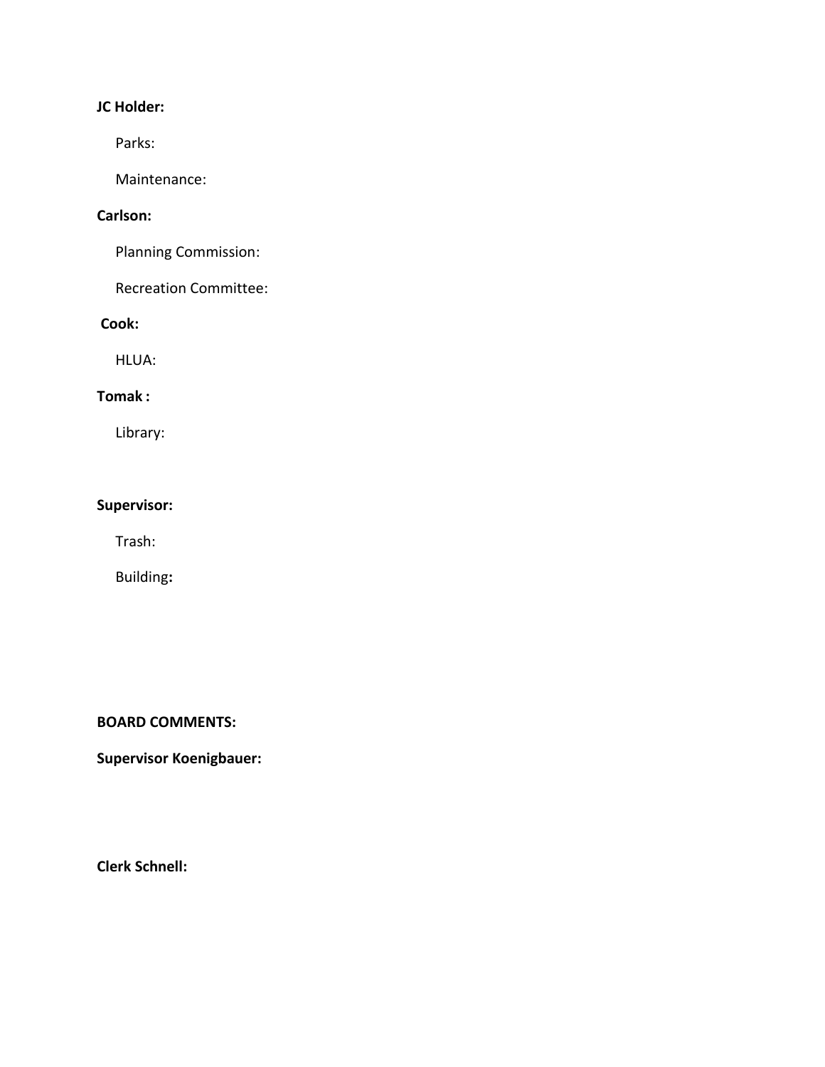**JC Holder:**

Parks:

Maintenance:

**Carlson:**

Planning Commission:

Recreation Committee:

**Cook:**

HLUA:

**Tomak :**

Library:

**Supervisor:**

Trash:

Building**:**

**BOARD COMMENTS:**

**Supervisor Koenigbauer:**

**Clerk Schnell:**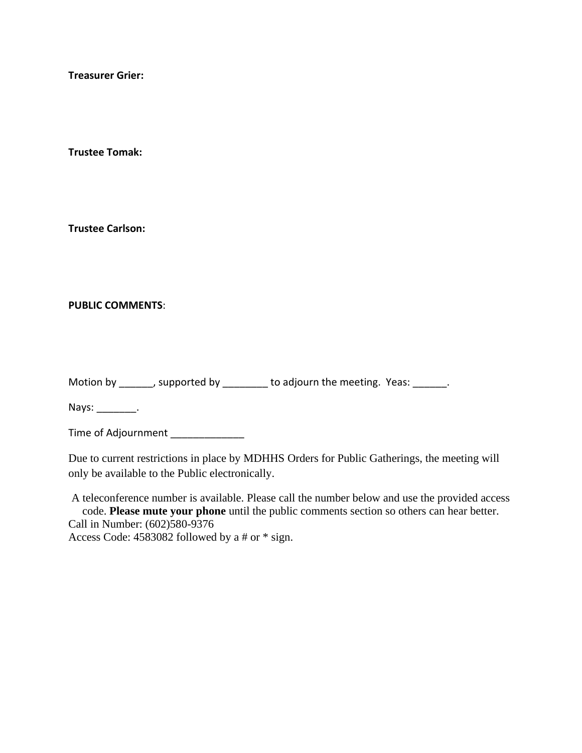**Treasurer Grier:**

**Trustee Tomak:**

**Trustee Carlson:**

**PUBLIC COMMENTS**:

Motion by ______, supported by ________ to adjourn the meeting. Yeas: ______.

Nays: _______.

Time of Adjournment _____________

Due to current restrictions in place by MDHHS Orders for Public Gatherings, the meeting will only be available to the Public electronically.

A teleconference number is available. Please call the number below and use the provided access code. **Please mute your phone** until the public comments section so others can hear better.
Call in Number: (602)580-9376
Access Code: 4583082 followed by a # or * sign.